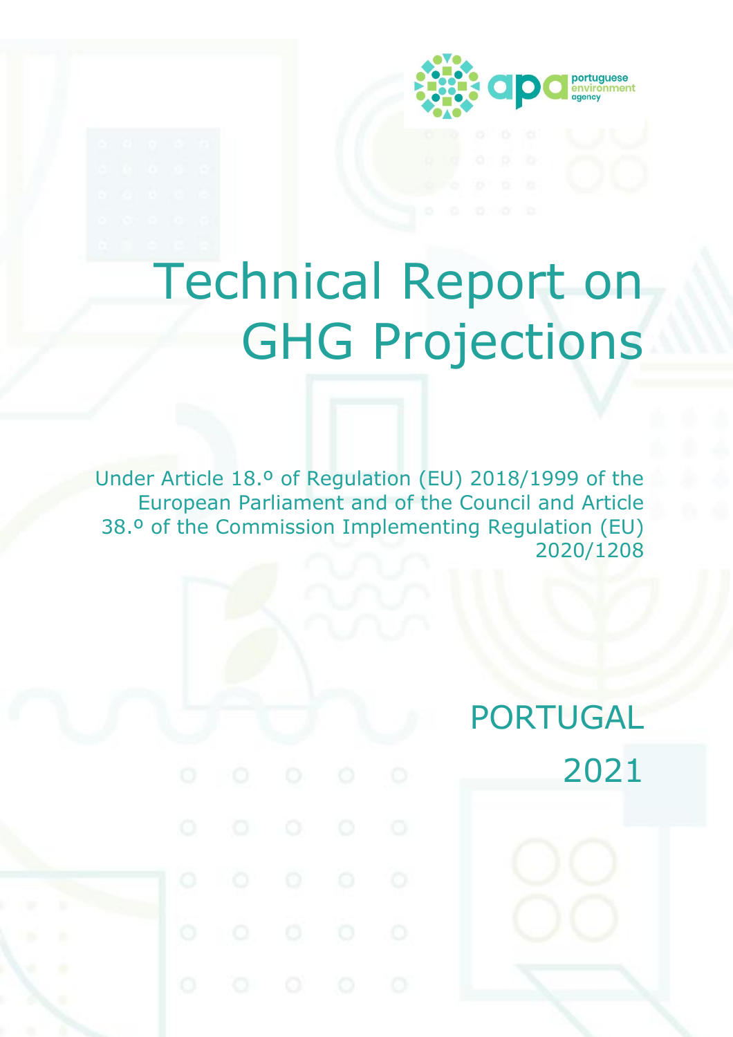apa portuguese environment agency

# Technical Report on GHG Projections

Under Article 18.º of Regulation (EU) 2018/1999 of the European Parliament and of the Council and Article 38.º of the Commission Implementing Regulation (EU) 2020/1208

PORTUGAL

2021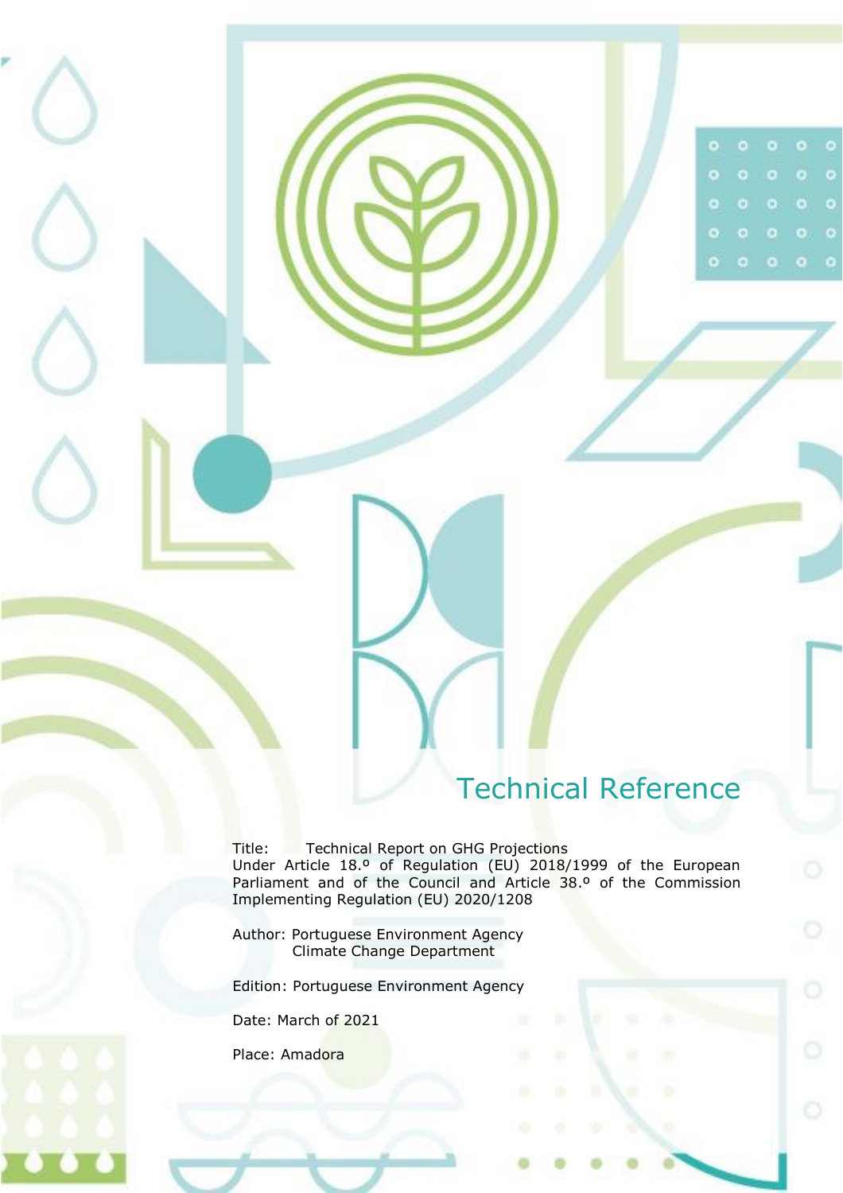# Technical Reference

Title: Technical Report on GHG Projections Under Article 18.º of Regulation (EU) 2018/1999 of the European Parliament and of the Council and Article 38.º of the Commission Implementing Regulation (EU) 2020/1208

Author: Portuguese Environment Agency
Climate Change Department

Edition: Portuguese Environment Agency

Date: March of 2021

Place: Amadora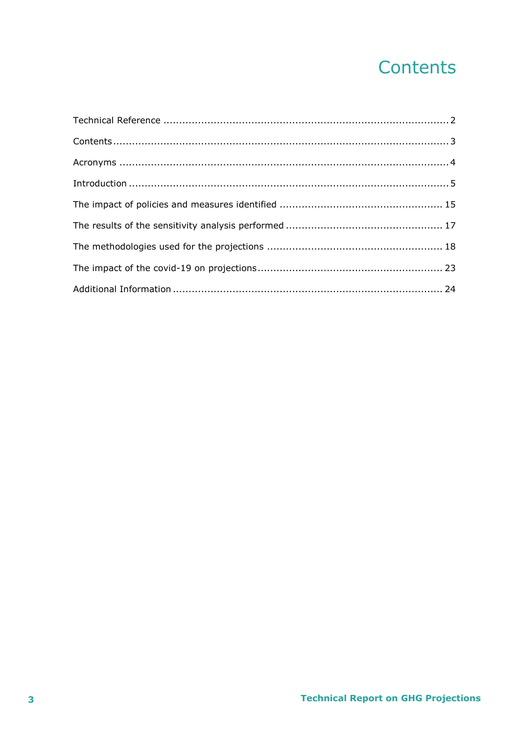# Contents

Technical Reference .......................................................................................... 2

Contents.......................................................................................................... 3

Acronyms ........................................................................................................ 4

Introduction ..................................................................................................... 5

The impact of policies and measures identified .................................................... 15

The results of the sensitivity analysis performed .................................................. 17

The methodologies used for the projections ........................................................ 18

The impact of the covid-19 on projections........................................................... 23

Additional Information ..................................................................................... 24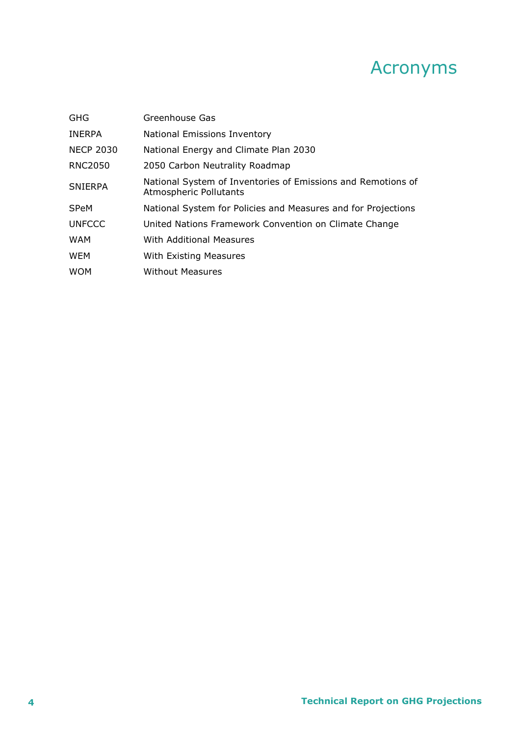# Acronyms

| | |
|---|---|
| GHG | Greenhouse Gas |
| INERPA | National Emissions Inventory |
| NECP 2030 | National Energy and Climate Plan 2030 |
| RNC2050 | 2050 Carbon Neutrality Roadmap |
| SNIERPA | National System of Inventories of Emissions and Remotions of Atmospheric Pollutants |
| SPeM | National System for Policies and Measures and for Projections |
| UNFCCC | United Nations Framework Convention on Climate Change |
| WAM | With Additional Measures |
| WEM | With Existing Measures |
| WOM | Without Measures |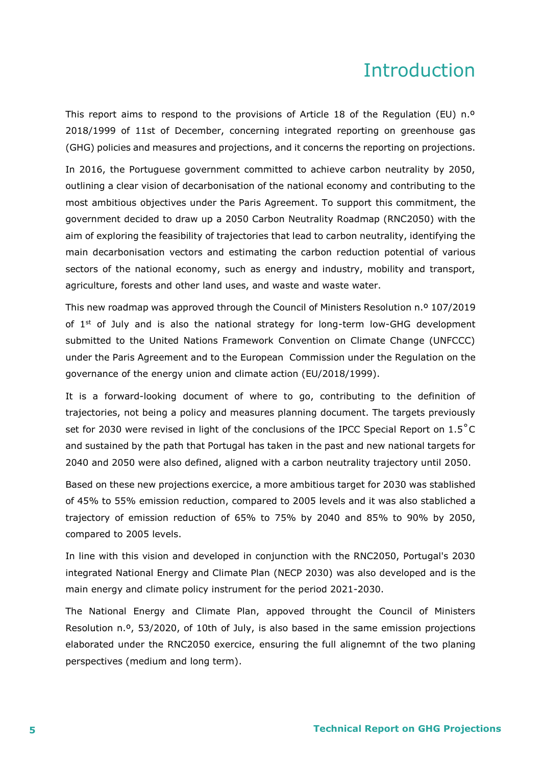# Introduction

This report aims to respond to the provisions of Article 18 of the Regulation (EU) n.º 2018/1999 of 11st of December, concerning integrated reporting on greenhouse gas (GHG) policies and measures and projections, and it concerns the reporting on projections.

In 2016, the Portuguese government committed to achieve carbon neutrality by 2050, outlining a clear vision of decarbonisation of the national economy and contributing to the most ambitious objectives under the Paris Agreement. To support this commitment, the government decided to draw up a 2050 Carbon Neutrality Roadmap (RNC2050) with the aim of exploring the feasibility of trajectories that lead to carbon neutrality, identifying the main decarbonisation vectors and estimating the carbon reduction potential of various sectors of the national economy, such as energy and industry, mobility and transport, agriculture, forests and other land uses, and waste and waste water.

This new roadmap was approved through the Council of Ministers Resolution n.º 107/2019 of 1st of July and is also the national strategy for long-term low-GHG development submitted to the United Nations Framework Convention on Climate Change (UNFCCC) under the Paris Agreement and to the European Commission under the Regulation on the governance of the energy union and climate action (EU/2018/1999).

It is a forward-looking document of where to go, contributing to the definition of trajectories, not being a policy and measures planning document. The targets previously set for 2030 were revised in light of the conclusions of the IPCC Special Report on 1.5˚C and sustained by the path that Portugal has taken in the past and new national targets for 2040 and 2050 were also defined, aligned with a carbon neutrality trajectory until 2050.

Based on these new projections exercice, a more ambitious target for 2030 was stablished of 45% to 55% emission reduction, compared to 2005 levels and it was also stabliched a trajectory of emission reduction of 65% to 75% by 2040 and 85% to 90% by 2050, compared to 2005 levels.

In line with this vision and developed in conjunction with the RNC2050, Portugal's 2030 integrated National Energy and Climate Plan (NECP 2030) was also developed and is the main energy and climate policy instrument for the period 2021-2030.

The National Energy and Climate Plan, appoved throught the Council of Ministers Resolution n.º, 53/2020, of 10th of July, is also based in the same emission projections elaborated under the RNC2050 exercice, ensuring the full alignemnt of the two planing perspectives (medium and long term).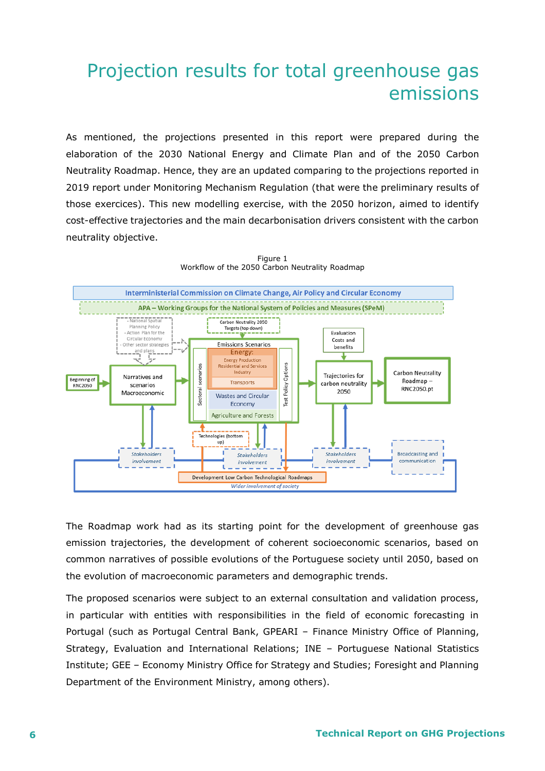# Projection results for total greenhouse gas emissions

As mentioned, the projections presented in this report were prepared during the elaboration of the 2030 National Energy and Climate Plan and of the 2050 Carbon Neutrality Roadmap. Hence, they are an updated comparing to the projections reported in 2019 report under Monitoring Mechanism Regulation (that were the preliminary results of those exercices). This new modelling exercise, with the 2050 horizon, aimed to identify cost-effective trajectories and the main decarbonisation drivers consistent with the carbon neutrality objective.

Figure 1
Workflow of the 2050 Carbon Neutrality Roadmap

The Roadmap work had as its starting point for the development of greenhouse gas emission trajectories, the development of coherent socioeconomic scenarios, based on common narratives of possible evolutions of the Portuguese society until 2050, based on the evolution of macroeconomic parameters and demographic trends.

The proposed scenarios were subject to an external consultation and validation process, in particular with entities with responsibilities in the field of economic forecasting in Portugal (such as Portugal Central Bank, GPEARI – Finance Ministry Office of Planning, Strategy, Evaluation and International Relations; INE – Portuguese National Statistics Institute; GEE – Economy Ministry Office for Strategy and Studies; Foresight and Planning Department of the Environment Ministry, among others).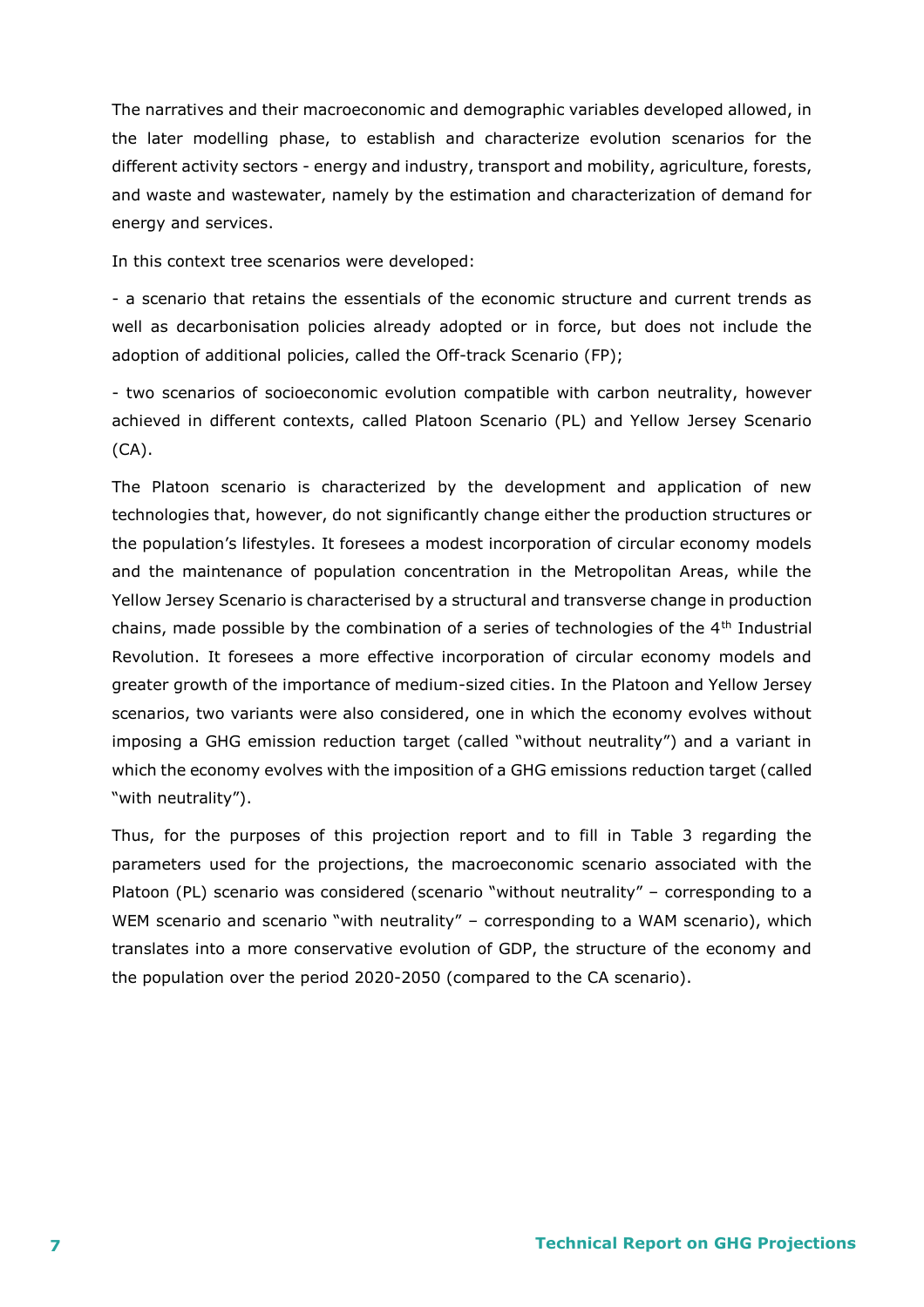The narratives and their macroeconomic and demographic variables developed allowed, in the later modelling phase, to establish and characterize evolution scenarios for the different activity sectors - energy and industry, transport and mobility, agriculture, forests, and waste and wastewater, namely by the estimation and characterization of demand for energy and services.

In this context tree scenarios were developed:

- a scenario that retains the essentials of the economic structure and current trends as well as decarbonisation policies already adopted or in force, but does not include the adoption of additional policies, called the Off-track Scenario (FP);

- two scenarios of socioeconomic evolution compatible with carbon neutrality, however achieved in different contexts, called Platoon Scenario (PL) and Yellow Jersey Scenario (CA).

The Platoon scenario is characterized by the development and application of new technologies that, however, do not significantly change either the production structures or the population's lifestyles. It foresees a modest incorporation of circular economy models and the maintenance of population concentration in the Metropolitan Areas, while the Yellow Jersey Scenario is characterised by a structural and transverse change in production chains, made possible by the combination of a series of technologies of the 4th Industrial Revolution. It foresees a more effective incorporation of circular economy models and greater growth of the importance of medium-sized cities. In the Platoon and Yellow Jersey scenarios, two variants were also considered, one in which the economy evolves without imposing a GHG emission reduction target (called "without neutrality") and a variant in which the economy evolves with the imposition of a GHG emissions reduction target (called "with neutrality").

Thus, for the purposes of this projection report and to fill in Table 3 regarding the parameters used for the projections, the macroeconomic scenario associated with the Platoon (PL) scenario was considered (scenario "without neutrality" – corresponding to a WEM scenario and scenario "with neutrality" – corresponding to a WAM scenario), which translates into a more conservative evolution of GDP, the structure of the economy and the population over the period 2020-2050 (compared to the CA scenario).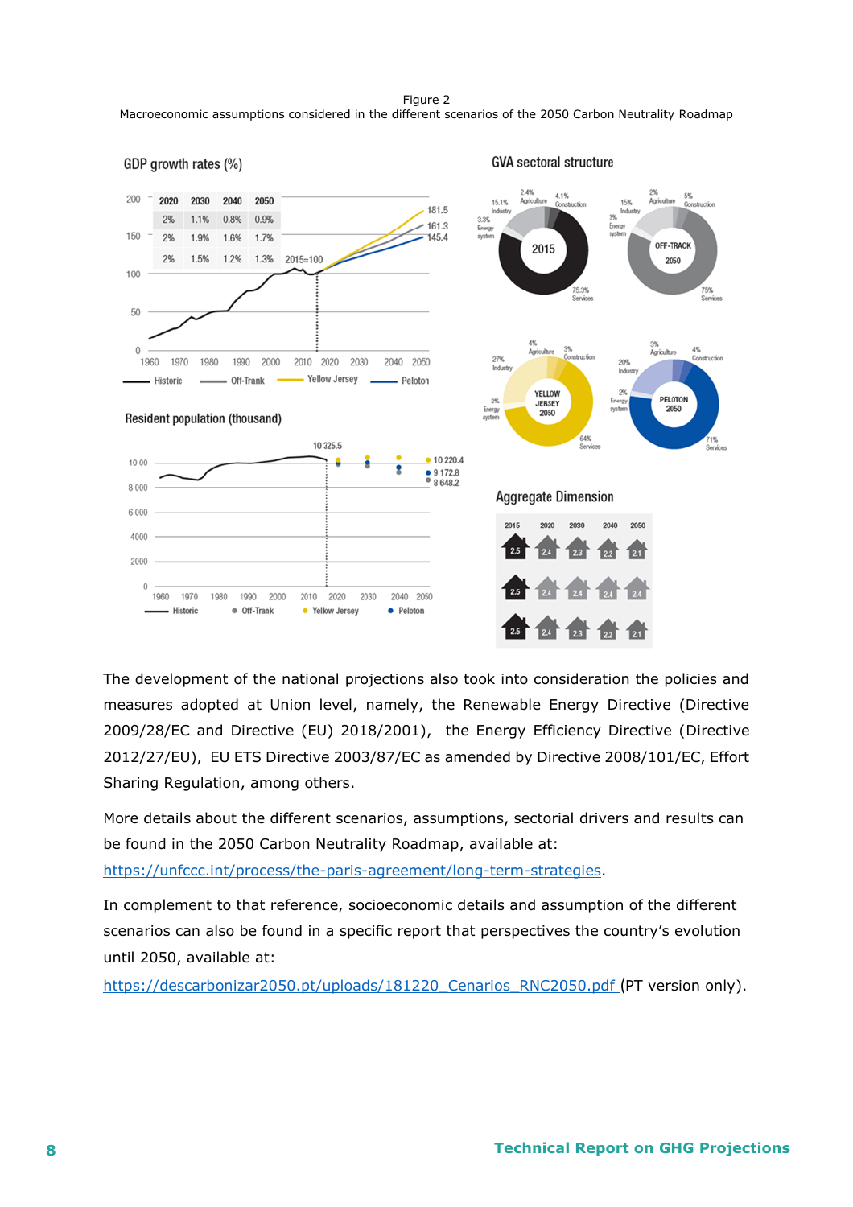Figure 2
Macroeconomic assumptions considered in the different scenarios of the 2050 Carbon Neutrality Roadmap

**GDP growth rates (%)**

| 2020 | 2030 | 2040 | 2050 |
|---|---|---|---|
| 2% | 1.1% | 0.8% | 0.9% |
| 2% | 1.9% | 1.6% | 1.7% |
| 2% | 1.5% | 1.2% | 1.3% |

2015=100; 181.5; 161.3; 145.4

Historic — Off-Trank — Yellow Jersey — Peloton

**GVA sectoral structure**

2015: 2.4% Agriculture; 4.1% Construction; 15.1% Industry; 3.3% Energy system; 75.3% Services

OFF-TRACK 2050: 2% Agriculture; 5% Construction; 15% Industry; 3% Energy system; 75% Services

YELLOW JERSEY 2050: 4% Agriculture; 3% Construction; 27% Industry; 2% Energy system; 64% Services

PELOTON 2050: 3% Agriculture; 4% Construction; 20% Industry; 2% Energy system; 71% Services

**Resident population (thousand)**

10 325.5; 10 220.4; 9 172.8; 8 648.2

Historic — Off-Trank — Yellow Jersey — Peloton

**Aggregate Dimension**

| 2015 | 2020 | 2030 | 2040 | 2050 |
|---|---|---|---|---|
| 2.5 | 2.4 | 2.3 | 2.2 | 2.1 |
| 2.5 | 2.4 | 2.4 | 2.4 | 2.4 |
| 2.5 | 2.4 | 2.3 | 2.2 | 2.1 |

The development of the national projections also took into consideration the policies and measures adopted at Union level, namely, the Renewable Energy Directive (Directive 2009/28/EC and Directive (EU) 2018/2001), the Energy Efficiency Directive (Directive 2012/27/EU), EU ETS Directive 2003/87/EC as amended by Directive 2008/101/EC, Effort Sharing Regulation, among others.

More details about the different scenarios, assumptions, sectorial drivers and results can be found in the 2050 Carbon Neutrality Roadmap, available at: https://unfccc.int/process/the-paris-agreement/long-term-strategies.

In complement to that reference, socioeconomic details and assumption of the different scenarios can also be found in a specific report that perspectives the country's evolution until 2050, available at:
https://descarbonizar2050.pt/uploads/181220_Cenarios_RNC2050.pdf (PT version only).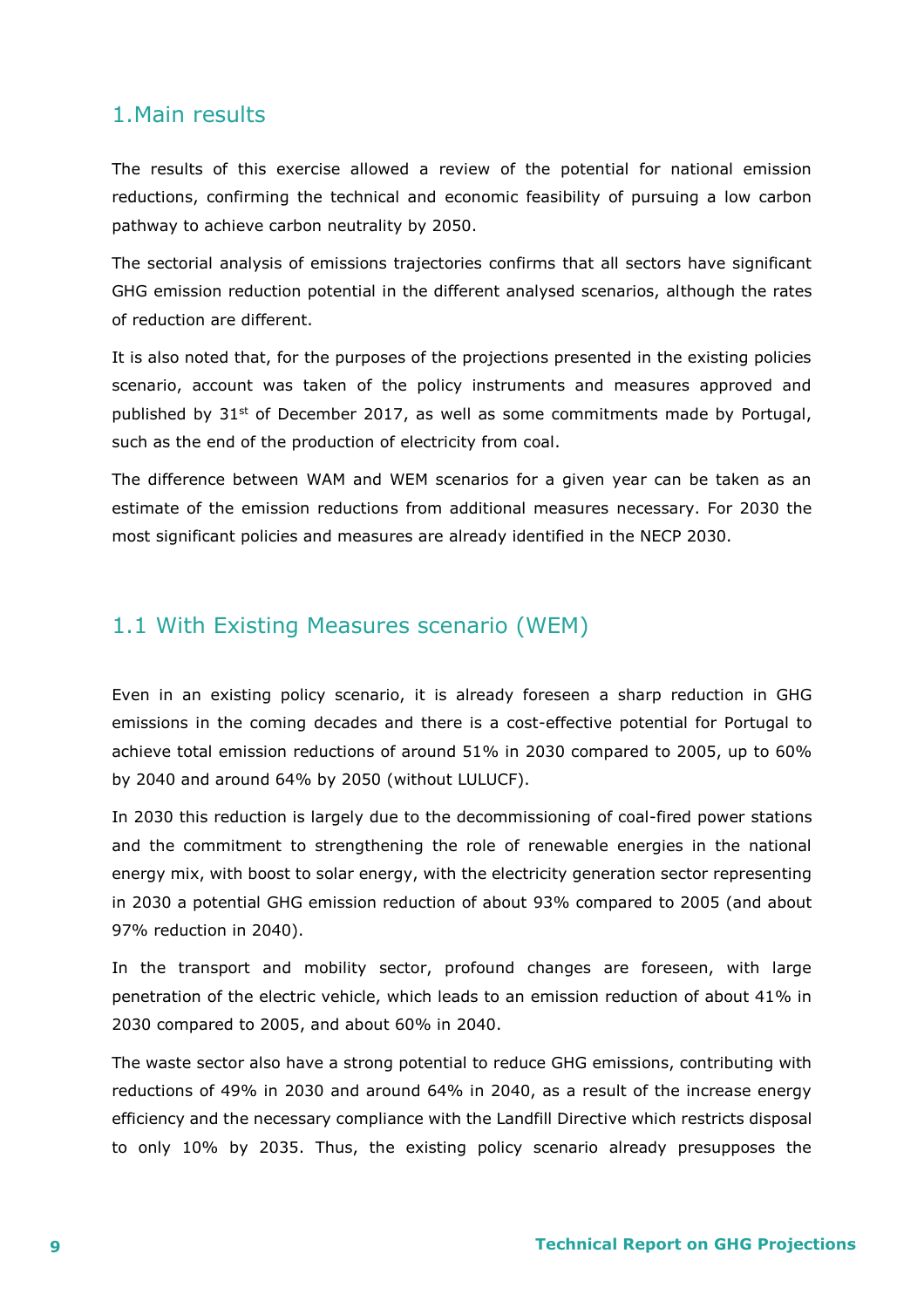# 1. Main results

The results of this exercise allowed a review of the potential for national emission reductions, confirming the technical and economic feasibility of pursuing a low carbon pathway to achieve carbon neutrality by 2050.

The sectorial analysis of emissions trajectories confirms that all sectors have significant GHG emission reduction potential in the different analysed scenarios, although the rates of reduction are different.

It is also noted that, for the purposes of the projections presented in the existing policies scenario, account was taken of the policy instruments and measures approved and published by 31st of December 2017, as well as some commitments made by Portugal, such as the end of the production of electricity from coal.

The difference between WAM and WEM scenarios for a given year can be taken as an estimate of the emission reductions from additional measures necessary. For 2030 the most significant policies and measures are already identified in the NECP 2030.

## 1.1 With Existing Measures scenario (WEM)

Even in an existing policy scenario, it is already foreseen a sharp reduction in GHG emissions in the coming decades and there is a cost-effective potential for Portugal to achieve total emission reductions of around 51% in 2030 compared to 2005, up to 60% by 2040 and around 64% by 2050 (without LULUCF).

In 2030 this reduction is largely due to the decommissioning of coal-fired power stations and the commitment to strengthening the role of renewable energies in the national energy mix, with boost to solar energy, with the electricity generation sector representing in 2030 a potential GHG emission reduction of about 93% compared to 2005 (and about 97% reduction in 2040).

In the transport and mobility sector, profound changes are foreseen, with large penetration of the electric vehicle, which leads to an emission reduction of about 41% in 2030 compared to 2005, and about 60% in 2040.

The waste sector also have a strong potential to reduce GHG emissions, contributing with reductions of 49% in 2030 and around 64% in 2040, as a result of the increase energy efficiency and the necessary compliance with the Landfill Directive which restricts disposal to only 10% by 2035. Thus, the existing policy scenario already presupposes the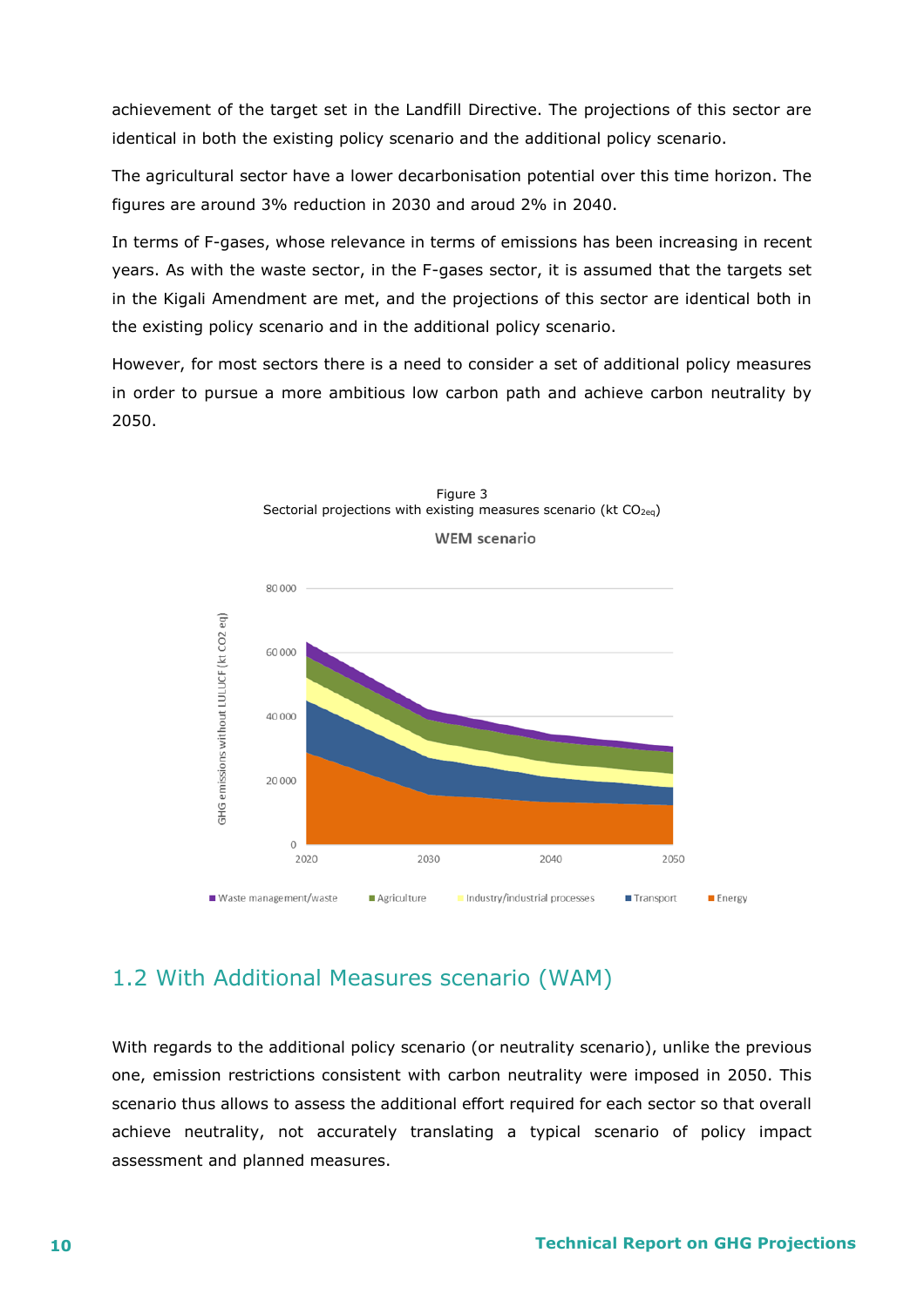achievement of the target set in the Landfill Directive. The projections of this sector are identical in both the existing policy scenario and the additional policy scenario.

The agricultural sector have a lower decarbonisation potential over this time horizon. The figures are around 3% reduction in 2030 and aroud 2% in 2040.

In terms of F-gases, whose relevance in terms of emissions has been increasing in recent years. As with the waste sector, in the F-gases sector, it is assumed that the targets set in the Kigali Amendment are met, and the projections of this sector are identical both in the existing policy scenario and in the additional policy scenario.

However, for most sectors there is a need to consider a set of additional policy measures in order to pursue a more ambitious low carbon path and achieve carbon neutrality by 2050.

Figure 3
Sectorial projections with existing measures scenario (kt $CO_{2eq}$)

## 1.2 With Additional Measures scenario (WAM)

With regards to the additional policy scenario (or neutrality scenario), unlike the previous one, emission restrictions consistent with carbon neutrality were imposed in 2050. This scenario thus allows to assess the additional effort required for each sector so that overall achieve neutrality, not accurately translating a typical scenario of policy impact assessment and planned measures.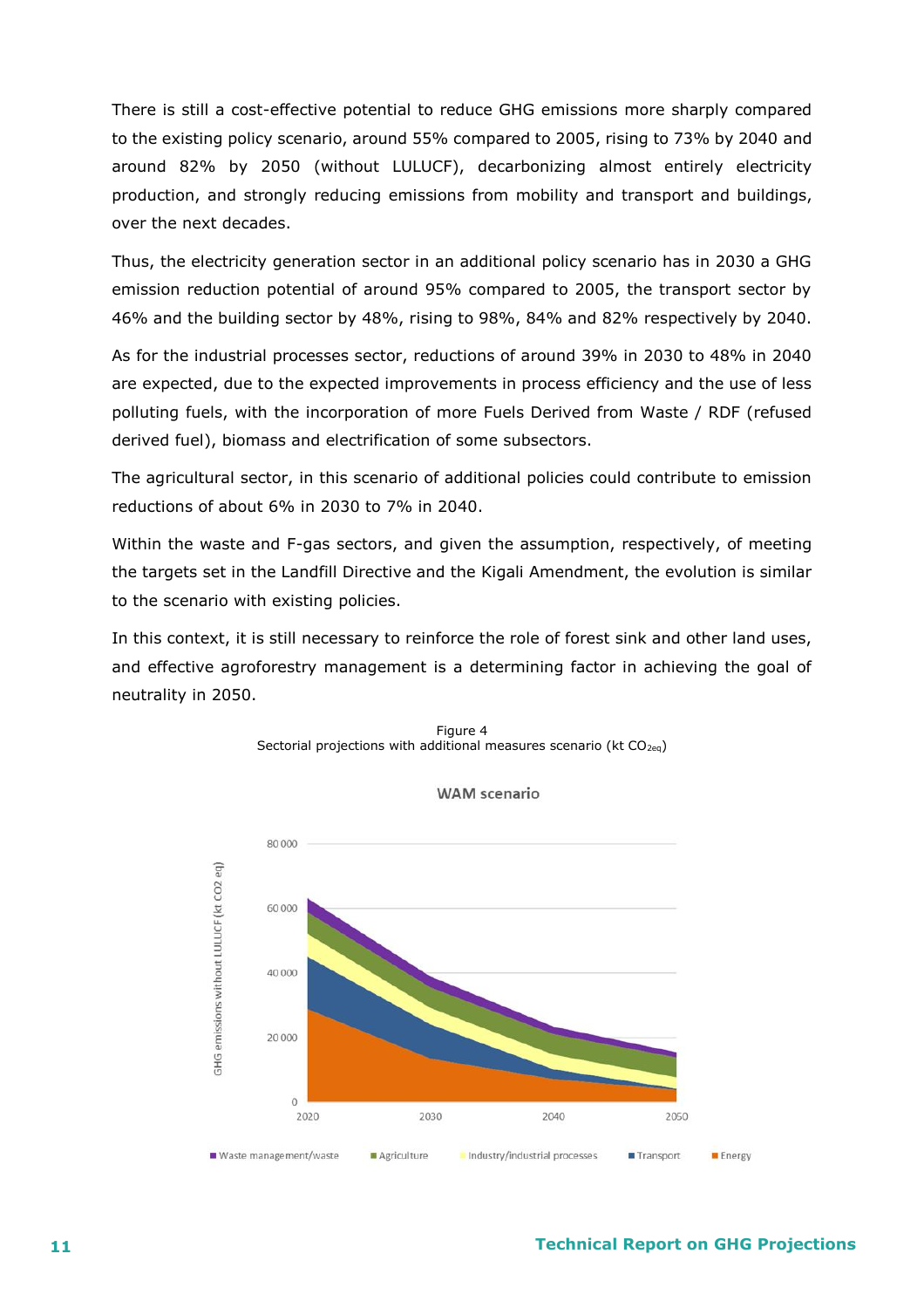There is still a cost-effective potential to reduce GHG emissions more sharply compared to the existing policy scenario, around 55% compared to 2005, rising to 73% by 2040 and around 82% by 2050 (without LULUCF), decarbonizing almost entirely electricity production, and strongly reducing emissions from mobility and transport and buildings, over the next decades.

Thus, the electricity generation sector in an additional policy scenario has in 2030 a GHG emission reduction potential of around 95% compared to 2005, the transport sector by 46% and the building sector by 48%, rising to 98%, 84% and 82% respectively by 2040.

As for the industrial processes sector, reductions of around 39% in 2030 to 48% in 2040 are expected, due to the expected improvements in process efficiency and the use of less polluting fuels, with the incorporation of more Fuels Derived from Waste / RDF (refused derived fuel), biomass and electrification of some subsectors.

The agricultural sector, in this scenario of additional policies could contribute to emission reductions of about 6% in 2030 to 7% in 2040.

Within the waste and F-gas sectors, and given the assumption, respectively, of meeting the targets set in the Landfill Directive and the Kigali Amendment, the evolution is similar to the scenario with existing policies.

In this context, it is still necessary to reinforce the role of forest sink and other land uses, and effective agroforestry management is a determining factor in achieving the goal of neutrality in 2050.

Figure 4
Sectorial projections with additional measures scenario (kt $CO_{2eq}$)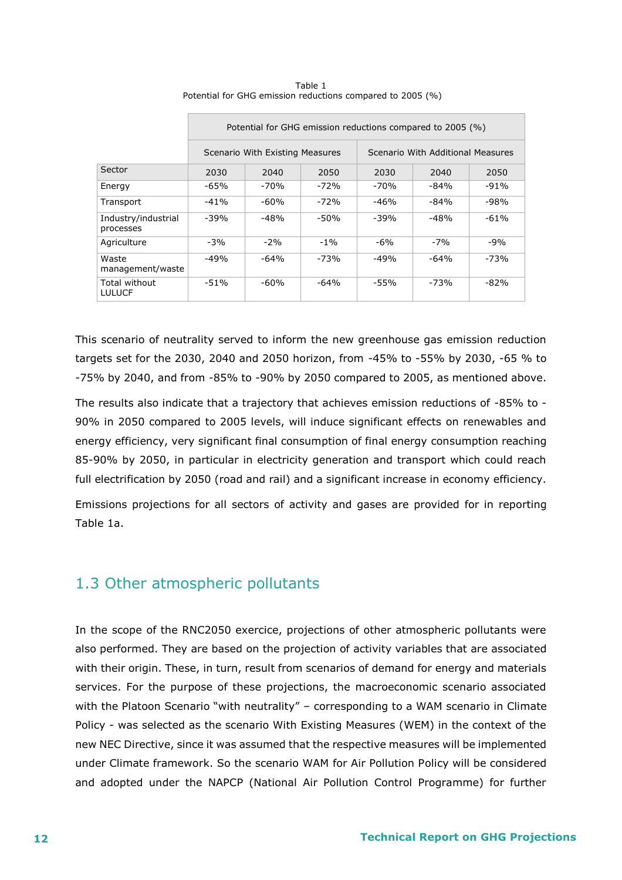Table 1
Potential for GHG emission reductions compared to 2005 (%)

| | Potential for GHG emission reductions compared to 2005 (%) | | | | | |
|---|---|---|---|---|---|---|
| | Scenario With Existing Measures | | | Scenario With Additional Measures | | |
| Sector | 2030 | 2040 | 2050 | 2030 | 2040 | 2050 |
| Energy | -65% | -70% | -72% | -70% | -84% | -91% |
| Transport | -41% | -60% | -72% | -46% | -84% | -98% |
| Industry/industrial processes | -39% | -48% | -50% | -39% | -48% | -61% |
| Agriculture | -3% | -2% | -1% | -6% | -7% | -9% |
| Waste management/waste | -49% | -64% | -73% | -49% | -64% | -73% |
| Total without LULUCF | -51% | -60% | -64% | -55% | -73% | -82% |

This scenario of neutrality served to inform the new greenhouse gas emission reduction targets set for the 2030, 2040 and 2050 horizon, from -45% to -55% by 2030, -65 % to -75% by 2040, and from -85% to -90% by 2050 compared to 2005, as mentioned above.

The results also indicate that a trajectory that achieves emission reductions of -85% to -90% in 2050 compared to 2005 levels, will induce significant effects on renewables and energy efficiency, very significant final consumption of final energy consumption reaching 85-90% by 2050, in particular in electricity generation and transport which could reach full electrification by 2050 (road and rail) and a significant increase in economy efficiency.

Emissions projections for all sectors of activity and gases are provided for in reporting Table 1a.

## 1.3 Other atmospheric pollutants

In the scope of the RNC2050 exercice, projections of other atmospheric pollutants were also performed. They are based on the projection of activity variables that are associated with their origin. These, in turn, result from scenarios of demand for energy and materials services. For the purpose of these projections, the macroeconomic scenario associated with the Platoon Scenario "with neutrality" – corresponding to a WAM scenario in Climate Policy - was selected as the scenario With Existing Measures (WEM) in the context of the new NEC Directive, since it was assumed that the respective measures will be implemented under Climate framework. So the scenario WAM for Air Pollution Policy will be considered and adopted under the NAPCP (National Air Pollution Control Programme) for further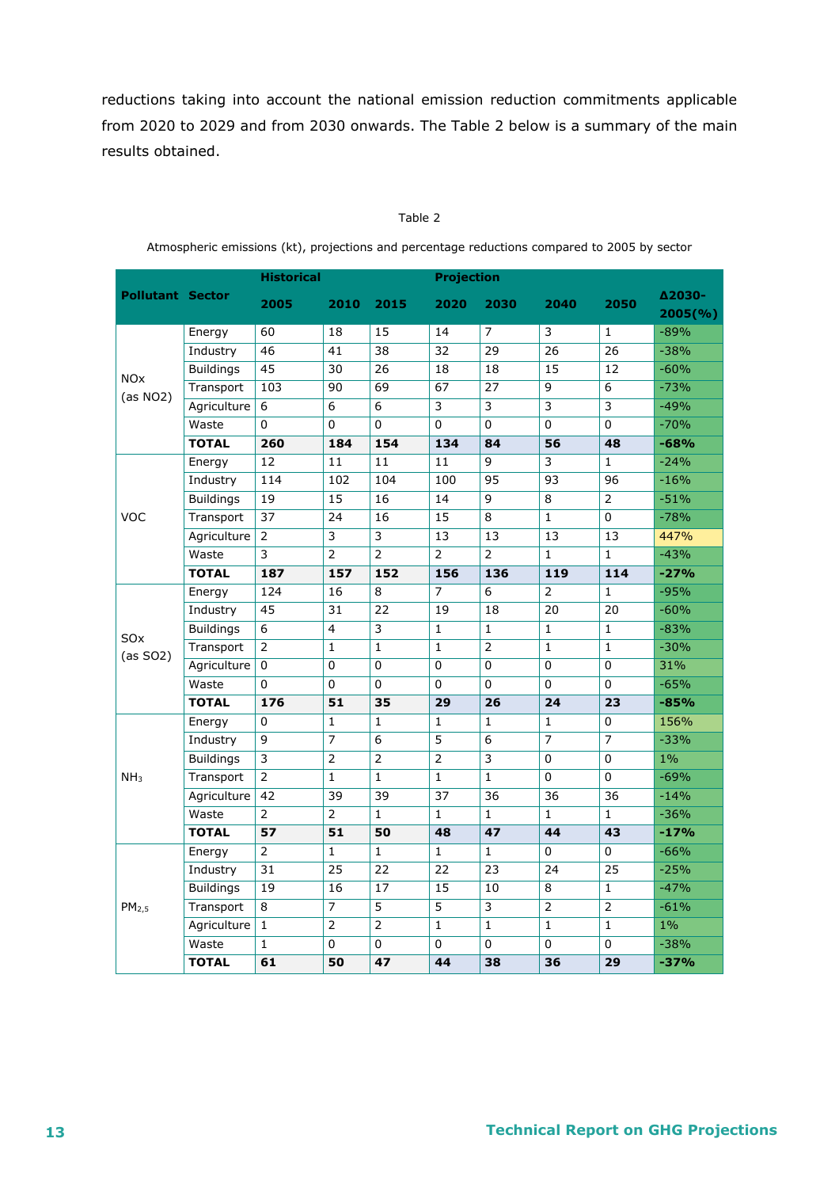reductions taking into account the national emission reduction commitments applicable from 2020 to 2029 and from 2030 onwards. The Table 2 below is a summary of the main results obtained.

Table 2

Atmospheric emissions (kt), projections and percentage reductions compared to 2005 by sector

| Pollutant | Sector | Historical | | | Projection | | | | Δ2030-2005(%) |
|---|---|---|---|---|---|---|---|---|---|
| | | 2005 | 2010 | 2015 | 2020 | 2030 | 2040 | 2050 | |
| NOx (as NO2) | Energy | 60 | 18 | 15 | 14 | 7 | 3 | 1 | -89% |
| | Industry | 46 | 41 | 38 | 32 | 29 | 26 | 26 | -38% |
| | Buildings | 45 | 30 | 26 | 18 | 18 | 15 | 12 | -60% |
| | Transport | 103 | 90 | 69 | 67 | 27 | 9 | 6 | -73% |
| | Agriculture | 6 | 6 | 6 | 3 | 3 | 3 | 3 | -49% |
| | Waste | 0 | 0 | 0 | 0 | 0 | 0 | 0 | -70% |
| | **TOTAL** | **260** | **184** | **154** | **134** | **84** | **56** | **48** | **-68%** |
| VOC | Energy | 12 | 11 | 11 | 11 | 9 | 3 | 1 | -24% |
| | Industry | 114 | 102 | 104 | 100 | 95 | 93 | 96 | -16% |
| | Buildings | 19 | 15 | 16 | 14 | 9 | 8 | 2 | -51% |
| | Transport | 37 | 24 | 16 | 15 | 8 | 1 | 0 | -78% |
| | Agriculture | 2 | 3 | 3 | 13 | 13 | 13 | 13 | 447% |
| | Waste | 3 | 2 | 2 | 2 | 2 | 1 | 1 | -43% |
| | **TOTAL** | **187** | **157** | **152** | **156** | **136** | **119** | **114** | **-27%** |
| SOx (as SO2) | Energy | 124 | 16 | 8 | 7 | 6 | 2 | 1 | -95% |
| | Industry | 45 | 31 | 22 | 19 | 18 | 20 | 20 | -60% |
| | Buildings | 6 | 4 | 3 | 1 | 1 | 1 | 1 | -83% |
| | Transport | 2 | 1 | 1 | 1 | 2 | 1 | 1 | -30% |
| | Agriculture | 0 | 0 | 0 | 0 | 0 | 0 | 0 | 31% |
| | Waste | 0 | 0 | 0 | 0 | 0 | 0 | 0 | -65% |
| | **TOTAL** | **176** | **51** | **35** | **29** | **26** | **24** | **23** | **-85%** |
| $NH_3$ | Energy | 0 | 1 | 1 | 1 | 1 | 1 | 0 | 156% |
| | Industry | 9 | 7 | 6 | 5 | 6 | 7 | 7 | -33% |
| | Buildings | 3 | 2 | 2 | 2 | 3 | 0 | 0 | 1% |
| | Transport | 2 | 1 | 1 | 1 | 1 | 0 | 0 | -69% |
| | Agriculture | 42 | 39 | 39 | 37 | 36 | 36 | 36 | -14% |
| | Waste | 2 | 2 | 1 | 1 | 1 | 1 | 1 | -36% |
| | **TOTAL** | **57** | **51** | **50** | **48** | **47** | **44** | **43** | **-17%** |
| $PM_{2,5}$ | Energy | 2 | 1 | 1 | 1 | 1 | 0 | 0 | -66% |
| | Industry | 31 | 25 | 22 | 22 | 23 | 24 | 25 | -25% |
| | Buildings | 19 | 16 | 17 | 15 | 10 | 8 | 1 | -47% |
| | Transport | 8 | 7 | 5 | 5 | 3 | 2 | 2 | -61% |
| | Agriculture | 1 | 2 | 2 | 1 | 1 | 1 | 1 | 1% |
| | Waste | 1 | 0 | 0 | 0 | 0 | 0 | 0 | -38% |
| | **TOTAL** | **61** | **50** | **47** | **44** | **38** | **36** | **29** | **-37%** |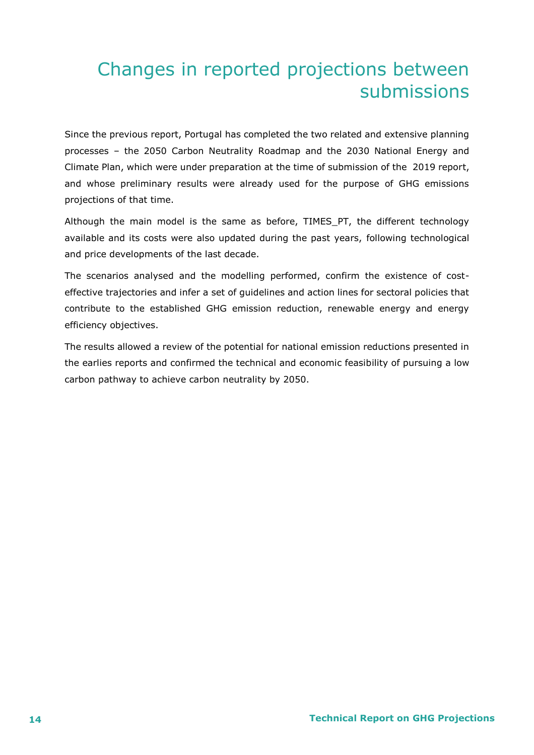# Changes in reported projections between submissions

Since the previous report, Portugal has completed the two related and extensive planning processes – the 2050 Carbon Neutrality Roadmap and the 2030 National Energy and Climate Plan, which were under preparation at the time of submission of the 2019 report, and whose preliminary results were already used for the purpose of GHG emissions projections of that time.

Although the main model is the same as before, TIMES_PT, the different technology available and its costs were also updated during the past years, following technological and price developments of the last decade.

The scenarios analysed and the modelling performed, confirm the existence of cost-effective trajectories and infer a set of guidelines and action lines for sectoral policies that contribute to the established GHG emission reduction, renewable energy and energy efficiency objectives.

The results allowed a review of the potential for national emission reductions presented in the earlies reports and confirmed the technical and economic feasibility of pursuing a low carbon pathway to achieve carbon neutrality by 2050.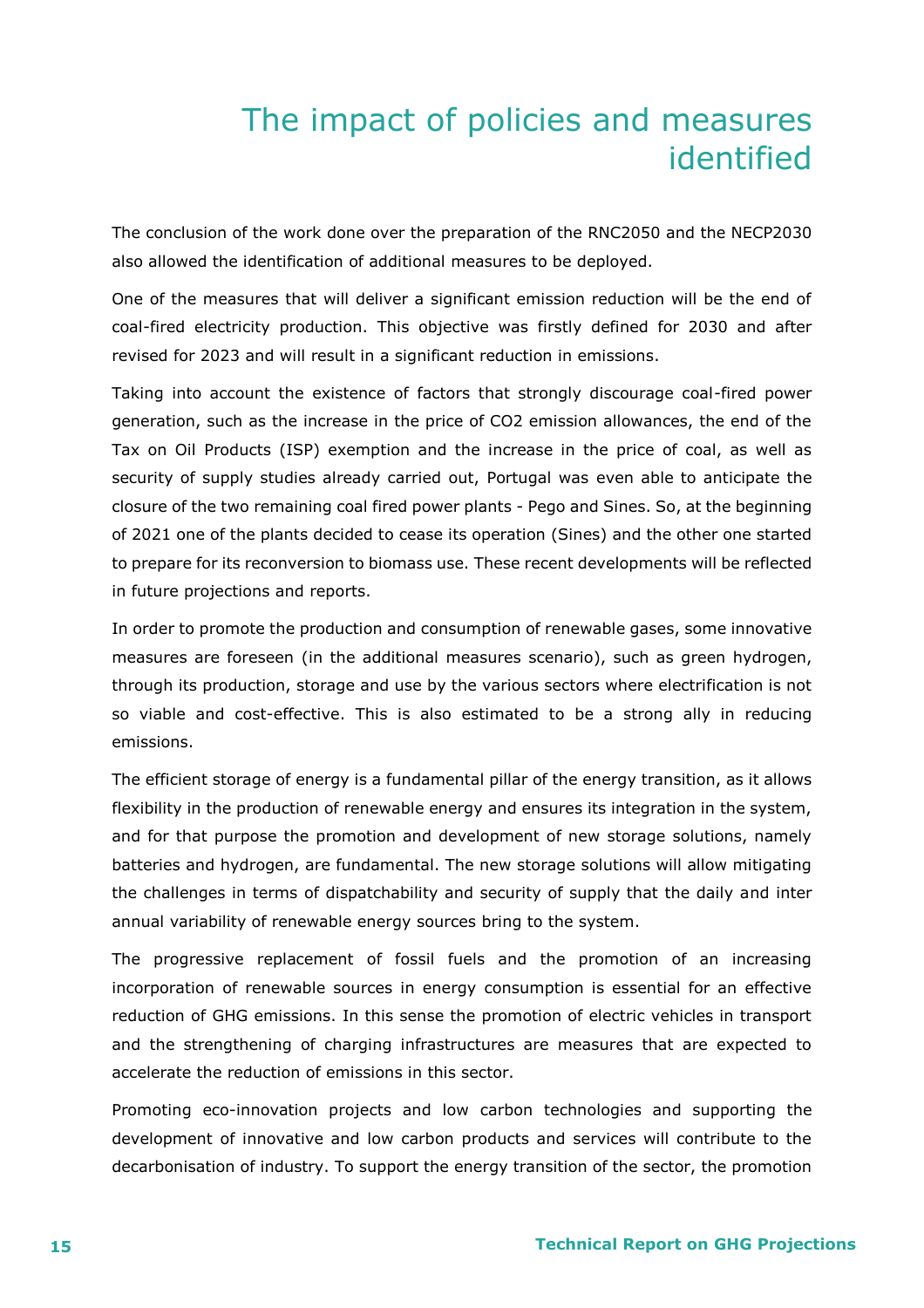# The impact of policies and measures identified

The conclusion of the work done over the preparation of the RNC2050 and the NECP2030 also allowed the identification of additional measures to be deployed.

One of the measures that will deliver a significant emission reduction will be the end of coal-fired electricity production. This objective was firstly defined for 2030 and after revised for 2023 and will result in a significant reduction in emissions.

Taking into account the existence of factors that strongly discourage coal-fired power generation, such as the increase in the price of CO2 emission allowances, the end of the Tax on Oil Products (ISP) exemption and the increase in the price of coal, as well as security of supply studies already carried out, Portugal was even able to anticipate the closure of the two remaining coal fired power plants - Pego and Sines. So, at the beginning of 2021 one of the plants decided to cease its operation (Sines) and the other one started to prepare for its reconversion to biomass use. These recent developments will be reflected in future projections and reports.

In order to promote the production and consumption of renewable gases, some innovative measures are foreseen (in the additional measures scenario), such as green hydrogen, through its production, storage and use by the various sectors where electrification is not so viable and cost-effective. This is also estimated to be a strong ally in reducing emissions.

The efficient storage of energy is a fundamental pillar of the energy transition, as it allows flexibility in the production of renewable energy and ensures its integration in the system, and for that purpose the promotion and development of new storage solutions, namely batteries and hydrogen, are fundamental. The new storage solutions will allow mitigating the challenges in terms of dispatchability and security of supply that the daily and inter annual variability of renewable energy sources bring to the system.

The progressive replacement of fossil fuels and the promotion of an increasing incorporation of renewable sources in energy consumption is essential for an effective reduction of GHG emissions. In this sense the promotion of electric vehicles in transport and the strengthening of charging infrastructures are measures that are expected to accelerate the reduction of emissions in this sector.

Promoting eco-innovation projects and low carbon technologies and supporting the development of innovative and low carbon products and services will contribute to the decarbonisation of industry. To support the energy transition of the sector, the promotion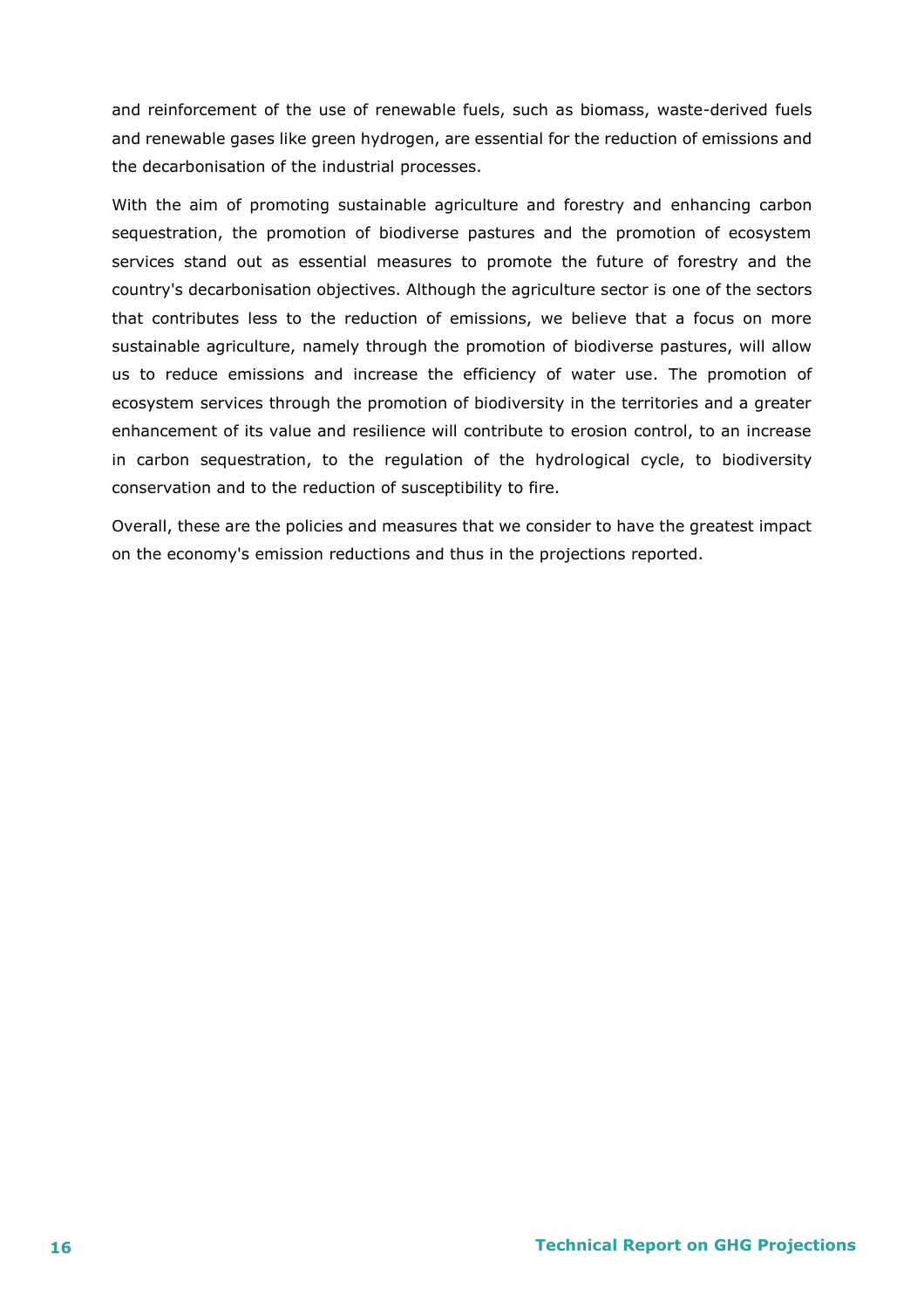and reinforcement of the use of renewable fuels, such as biomass, waste-derived fuels and renewable gases like green hydrogen, are essential for the reduction of emissions and the decarbonisation of the industrial processes.

With the aim of promoting sustainable agriculture and forestry and enhancing carbon sequestration, the promotion of biodiverse pastures and the promotion of ecosystem services stand out as essential measures to promote the future of forestry and the country's decarbonisation objectives. Although the agriculture sector is one of the sectors that contributes less to the reduction of emissions, we believe that a focus on more sustainable agriculture, namely through the promotion of biodiverse pastures, will allow us to reduce emissions and increase the efficiency of water use. The promotion of ecosystem services through the promotion of biodiversity in the territories and a greater enhancement of its value and resilience will contribute to erosion control, to an increase in carbon sequestration, to the regulation of the hydrological cycle, to biodiversity conservation and to the reduction of susceptibility to fire.

Overall, these are the policies and measures that we consider to have the greatest impact on the economy's emission reductions and thus in the projections reported.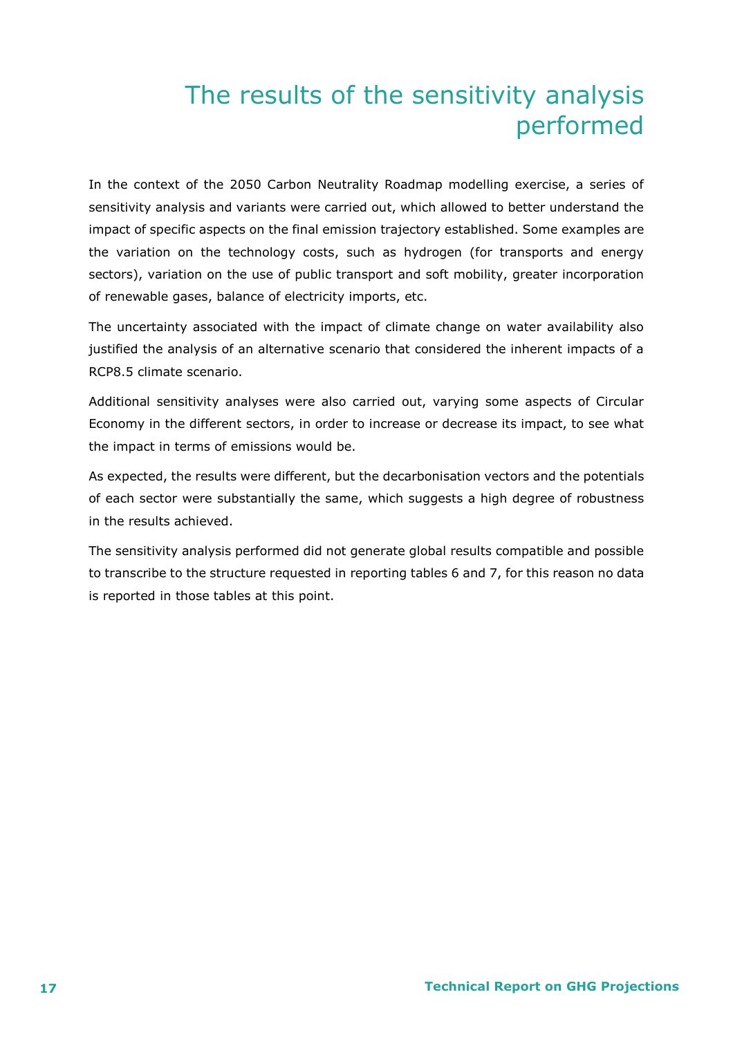# The results of the sensitivity analysis performed

In the context of the 2050 Carbon Neutrality Roadmap modelling exercise, a series of sensitivity analysis and variants were carried out, which allowed to better understand the impact of specific aspects on the final emission trajectory established. Some examples are the variation on the technology costs, such as hydrogen (for transports and energy sectors), variation on the use of public transport and soft mobility, greater incorporation of renewable gases, balance of electricity imports, etc.

The uncertainty associated with the impact of climate change on water availability also justified the analysis of an alternative scenario that considered the inherent impacts of a RCP8.5 climate scenario.

Additional sensitivity analyses were also carried out, varying some aspects of Circular Economy in the different sectors, in order to increase or decrease its impact, to see what the impact in terms of emissions would be.

As expected, the results were different, but the decarbonisation vectors and the potentials of each sector were substantially the same, which suggests a high degree of robustness in the results achieved.

The sensitivity analysis performed did not generate global results compatible and possible to transcribe to the structure requested in reporting tables 6 and 7, for this reason no data is reported in those tables at this point.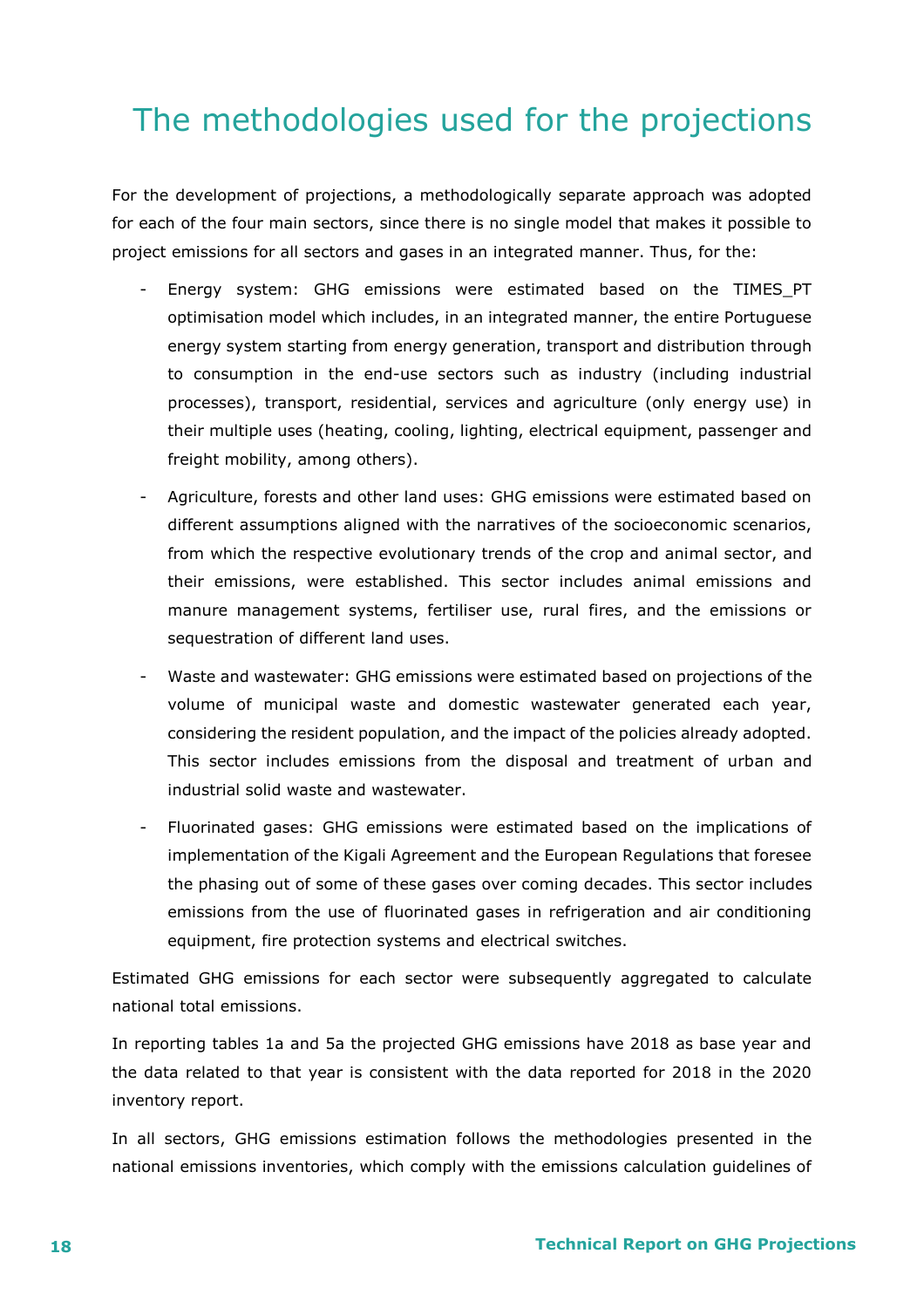# The methodologies used for the projections

For the development of projections, a methodologically separate approach was adopted for each of the four main sectors, since there is no single model that makes it possible to project emissions for all sectors and gases in an integrated manner. Thus, for the:

- Energy system: GHG emissions were estimated based on the TIMES_PT optimisation model which includes, in an integrated manner, the entire Portuguese energy system starting from energy generation, transport and distribution through to consumption in the end-use sectors such as industry (including industrial processes), transport, residential, services and agriculture (only energy use) in their multiple uses (heating, cooling, lighting, electrical equipment, passenger and freight mobility, among others).
- Agriculture, forests and other land uses: GHG emissions were estimated based on different assumptions aligned with the narratives of the socioeconomic scenarios, from which the respective evolutionary trends of the crop and animal sector, and their emissions, were established. This sector includes animal emissions and manure management systems, fertiliser use, rural fires, and the emissions or sequestration of different land uses.
- Waste and wastewater: GHG emissions were estimated based on projections of the volume of municipal waste and domestic wastewater generated each year, considering the resident population, and the impact of the policies already adopted. This sector includes emissions from the disposal and treatment of urban and industrial solid waste and wastewater.
- Fluorinated gases: GHG emissions were estimated based on the implications of implementation of the Kigali Agreement and the European Regulations that foresee the phasing out of some of these gases over coming decades. This sector includes emissions from the use of fluorinated gases in refrigeration and air conditioning equipment, fire protection systems and electrical switches.

Estimated GHG emissions for each sector were subsequently aggregated to calculate national total emissions.

In reporting tables 1a and 5a the projected GHG emissions have 2018 as base year and the data related to that year is consistent with the data reported for 2018 in the 2020 inventory report.

In all sectors, GHG emissions estimation follows the methodologies presented in the national emissions inventories, which comply with the emissions calculation guidelines of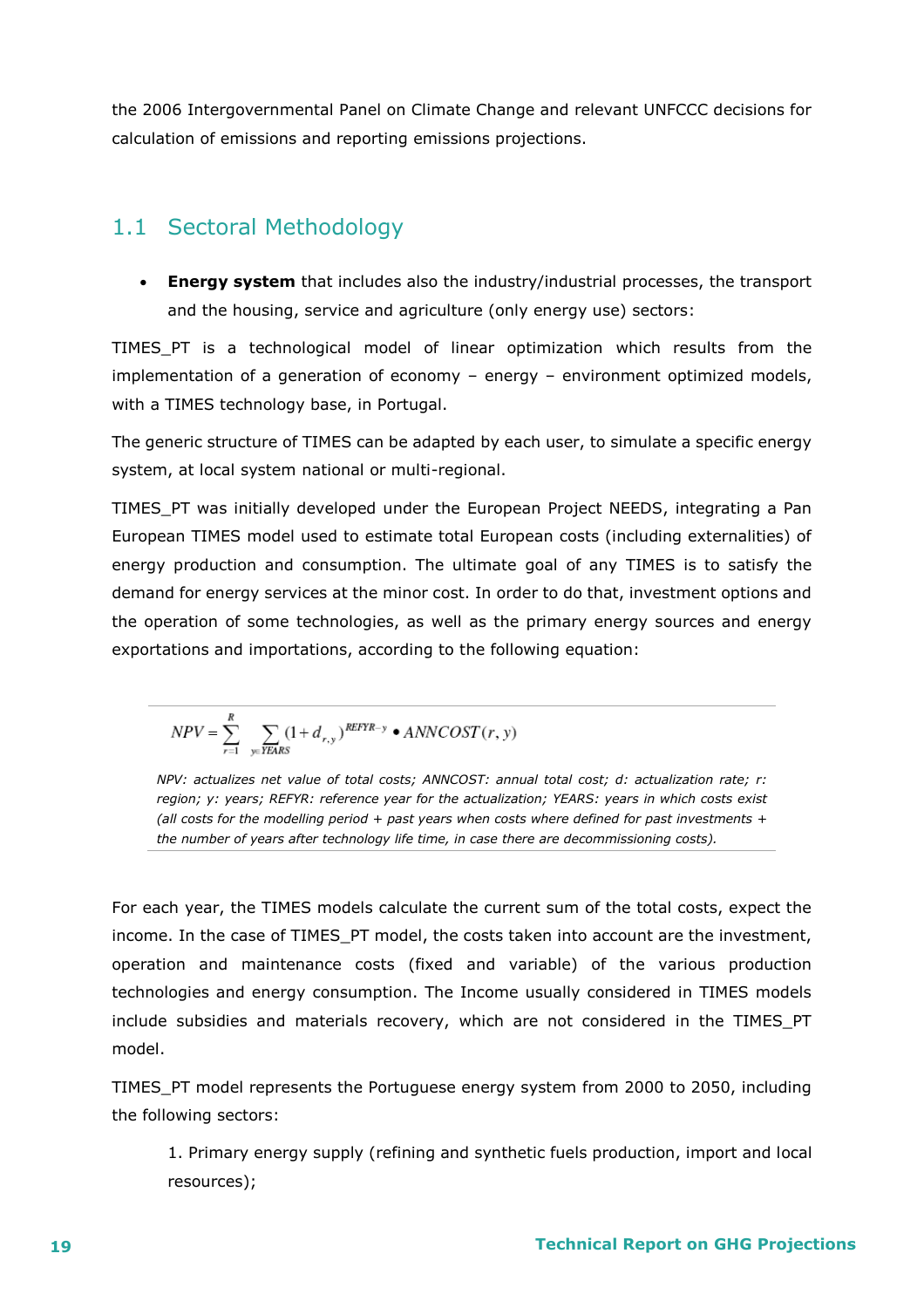the 2006 Intergovernmental Panel on Climate Change and relevant UNFCCC decisions for calculation of emissions and reporting emissions projections.

## 1.1 Sectoral Methodology

- **Energy system** that includes also the industry/industrial processes, the transport and the housing, service and agriculture (only energy use) sectors:

TIMES_PT is a technological model of linear optimization which results from the implementation of a generation of economy – energy – environment optimized models, with a TIMES technology base, in Portugal.

The generic structure of TIMES can be adapted by each user, to simulate a specific energy system, at local system national or multi-regional.

TIMES_PT was initially developed under the European Project NEEDS, integrating a Pan European TIMES model used to estimate total European costs (including externalities) of energy production and consumption. The ultimate goal of any TIMES is to satisfy the demand for energy services at the minor cost. In order to do that, investment options and the operation of some technologies, as well as the primary energy sources and energy exportations and importations, according to the following equation:

$$NPV = \sum_{r=1}^{R} \sum_{y \in YEARS} (1 + d_{r,y})^{REFYR - y} \bullet ANNCOST(r, y)$$

*NPV: actualizes net value of total costs; ANNCOST: annual total cost; d: actualization rate; r: region; y: years; REFYR: reference year for the actualization; YEARS: years in which costs exist (all costs for the modelling period + past years when costs where defined for past investments + the number of years after technology life time, in case there are decommissioning costs).*

For each year, the TIMES models calculate the current sum of the total costs, expect the income. In the case of TIMES_PT model, the costs taken into account are the investment, operation and maintenance costs (fixed and variable) of the various production technologies and energy consumption. The Income usually considered in TIMES models include subsidies and materials recovery, which are not considered in the TIMES_PT model.

TIMES_PT model represents the Portuguese energy system from 2000 to 2050, including the following sectors:

1. Primary energy supply (refining and synthetic fuels production, import and local resources);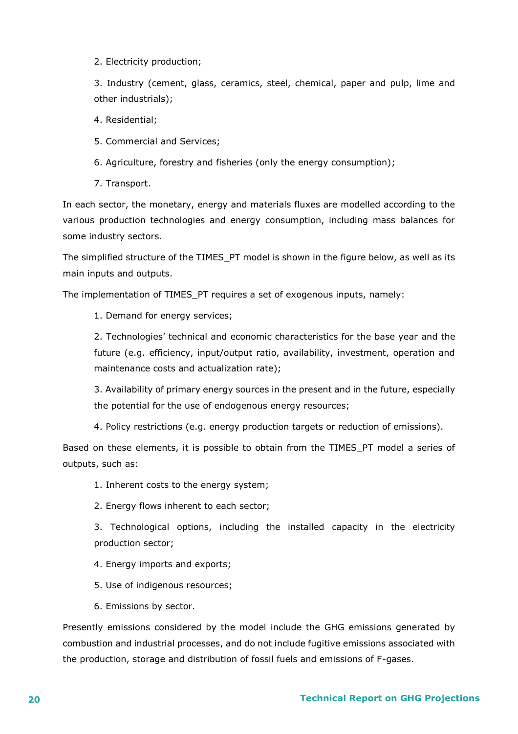2. Electricity production;

3. Industry (cement, glass, ceramics, steel, chemical, paper and pulp, lime and other industrials);

4. Residential;

5. Commercial and Services;

6. Agriculture, forestry and fisheries (only the energy consumption);

7. Transport.

In each sector, the monetary, energy and materials fluxes are modelled according to the various production technologies and energy consumption, including mass balances for some industry sectors.

The simplified structure of the TIMES_PT model is shown in the figure below, as well as its main inputs and outputs.

The implementation of TIMES_PT requires a set of exogenous inputs, namely:

1. Demand for energy services;

2. Technologies' technical and economic characteristics for the base year and the future (e.g. efficiency, input/output ratio, availability, investment, operation and maintenance costs and actualization rate);

3. Availability of primary energy sources in the present and in the future, especially the potential for the use of endogenous energy resources;

4. Policy restrictions (e.g. energy production targets or reduction of emissions).

Based on these elements, it is possible to obtain from the TIMES_PT model a series of outputs, such as:

1. Inherent costs to the energy system;

2. Energy flows inherent to each sector;

3. Technological options, including the installed capacity in the electricity production sector;

4. Energy imports and exports;

5. Use of indigenous resources;

6. Emissions by sector.

Presently emissions considered by the model include the GHG emissions generated by combustion and industrial processes, and do not include fugitive emissions associated with the production, storage and distribution of fossil fuels and emissions of F-gases.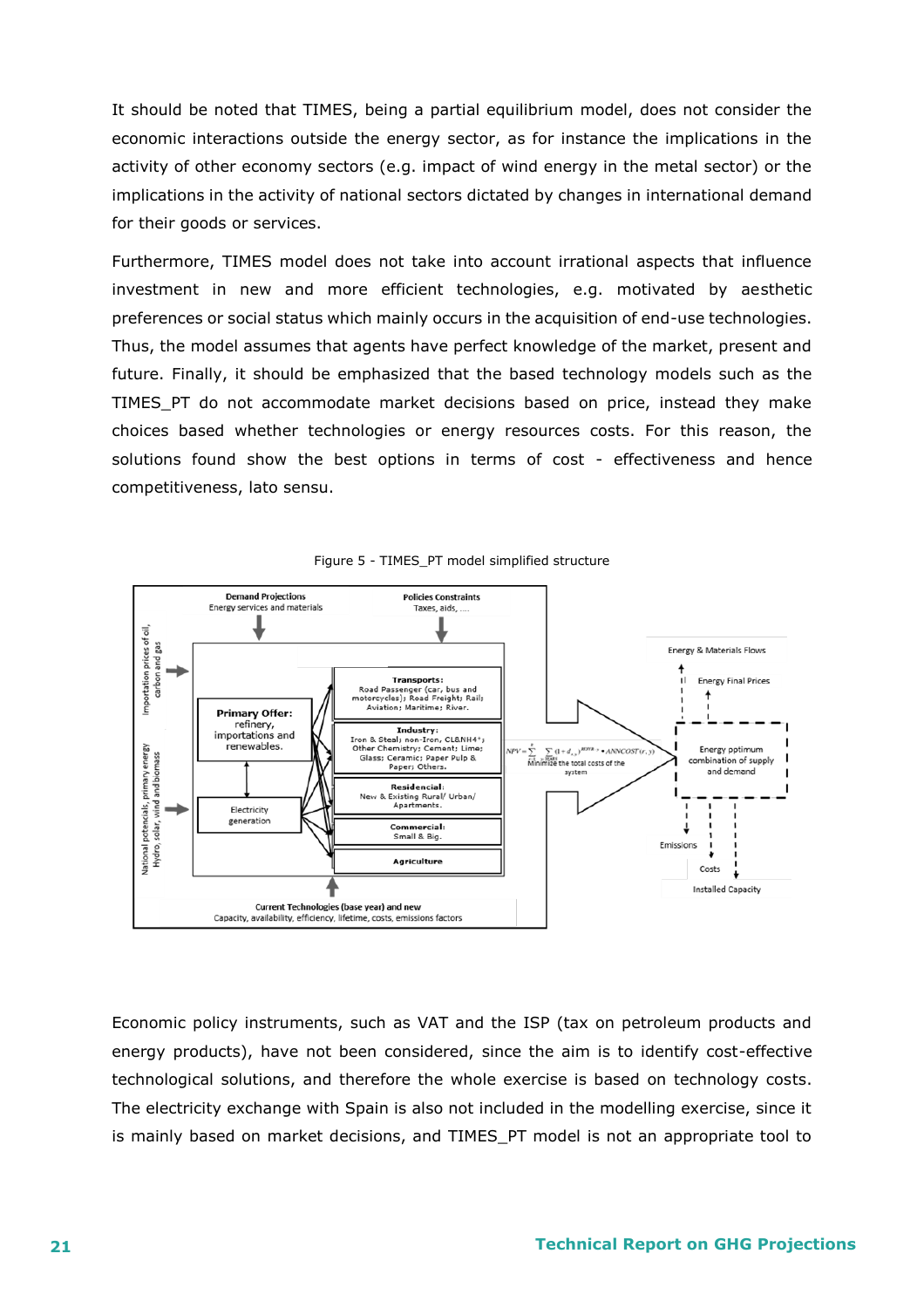It should be noted that TIMES, being a partial equilibrium model, does not consider the economic interactions outside the energy sector, as for instance the implications in the activity of other economy sectors (e.g. impact of wind energy in the metal sector) or the implications in the activity of national sectors dictated by changes in international demand for their goods or services.

Furthermore, TIMES model does not take into account irrational aspects that influence investment in new and more efficient technologies, e.g. motivated by aesthetic preferences or social status which mainly occurs in the acquisition of end-use technologies. Thus, the model assumes that agents have perfect knowledge of the market, present and future. Finally, it should be emphasized that the based technology models such as the TIMES_PT do not accommodate market decisions based on price, instead they make choices based whether technologies or energy resources costs. For this reason, the solutions found show the best options in terms of cost - effectiveness and hence competitiveness, lato sensu.

Figure 5 - TIMES_PT model simplified structure

Economic policy instruments, such as VAT and the ISP (tax on petroleum products and energy products), have not been considered, since the aim is to identify cost-effective technological solutions, and therefore the whole exercise is based on technology costs. The electricity exchange with Spain is also not included in the modelling exercise, since it is mainly based on market decisions, and TIMES_PT model is not an appropriate tool to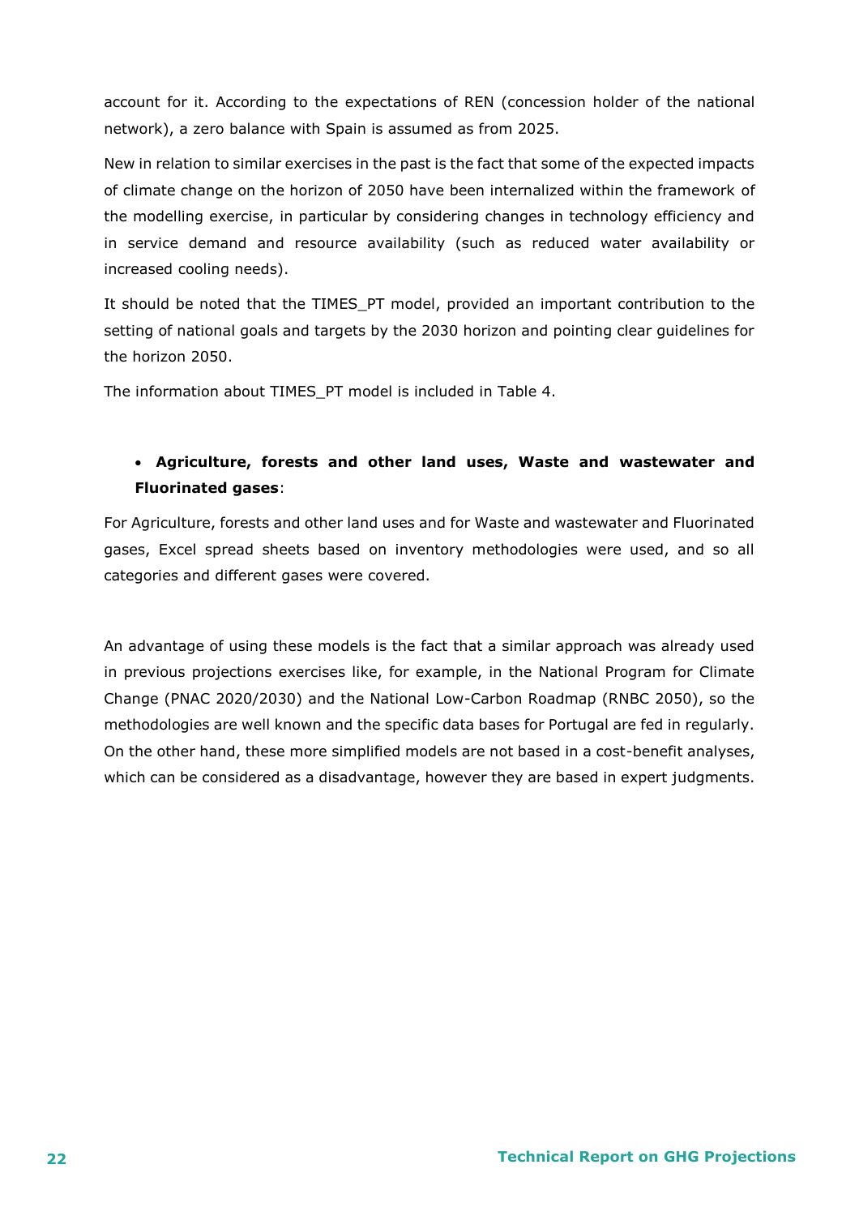account for it. According to the expectations of REN (concession holder of the national network), a zero balance with Spain is assumed as from 2025.

New in relation to similar exercises in the past is the fact that some of the expected impacts of climate change on the horizon of 2050 have been internalized within the framework of the modelling exercise, in particular by considering changes in technology efficiency and in service demand and resource availability (such as reduced water availability or increased cooling needs).

It should be noted that the TIMES_PT model, provided an important contribution to the setting of national goals and targets by the 2030 horizon and pointing clear guidelines for the horizon 2050.

The information about TIMES_PT model is included in Table 4.

- **Agriculture, forests and other land uses, Waste and wastewater and Fluorinated gases**:

For Agriculture, forests and other land uses and for Waste and wastewater and Fluorinated gases, Excel spread sheets based on inventory methodologies were used, and so all categories and different gases were covered.

An advantage of using these models is the fact that a similar approach was already used in previous projections exercises like, for example, in the National Program for Climate Change (PNAC 2020/2030) and the National Low-Carbon Roadmap (RNBC 2050), so the methodologies are well known and the specific data bases for Portugal are fed in regularly. On the other hand, these more simplified models are not based in a cost-benefit analyses, which can be considered as a disadvantage, however they are based in expert judgments.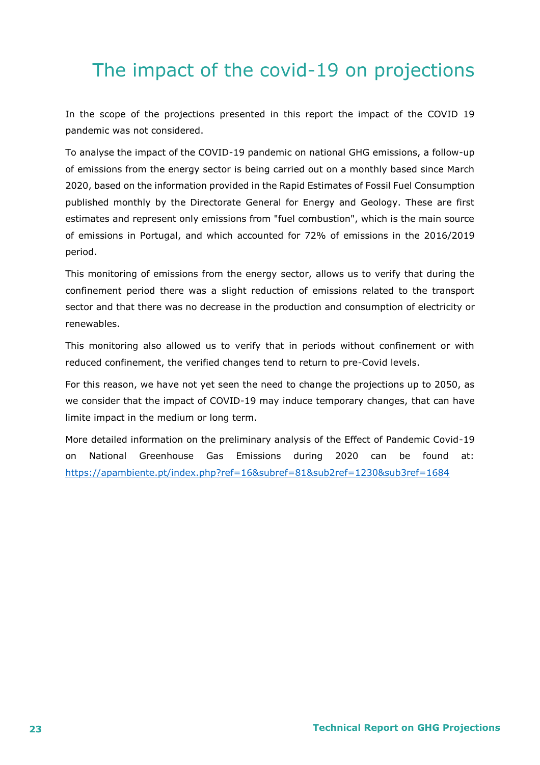# The impact of the covid-19 on projections

In the scope of the projections presented in this report the impact of the COVID 19 pandemic was not considered.

To analyse the impact of the COVID-19 pandemic on national GHG emissions, a follow-up of emissions from the energy sector is being carried out on a monthly based since March 2020, based on the information provided in the Rapid Estimates of Fossil Fuel Consumption published monthly by the Directorate General for Energy and Geology. These are first estimates and represent only emissions from "fuel combustion", which is the main source of emissions in Portugal, and which accounted for 72% of emissions in the 2016/2019 period.

This monitoring of emissions from the energy sector, allows us to verify that during the confinement period there was a slight reduction of emissions related to the transport sector and that there was no decrease in the production and consumption of electricity or renewables.

This monitoring also allowed us to verify that in periods without confinement or with reduced confinement, the verified changes tend to return to pre-Covid levels.

For this reason, we have not yet seen the need to change the projections up to 2050, as we consider that the impact of COVID-19 may induce temporary changes, that can have limite impact in the medium or long term.

More detailed information on the preliminary analysis of the Effect of Pandemic Covid-19 on National Greenhouse Gas Emissions during 2020 can be found at: [https://apambiente.pt/index.php?ref=16&subref=81&sub2ref=1230&sub3ref=1684](https://apambiente.pt/index.php?ref=16&subref=81&sub2ref=1230&sub3ref=1684)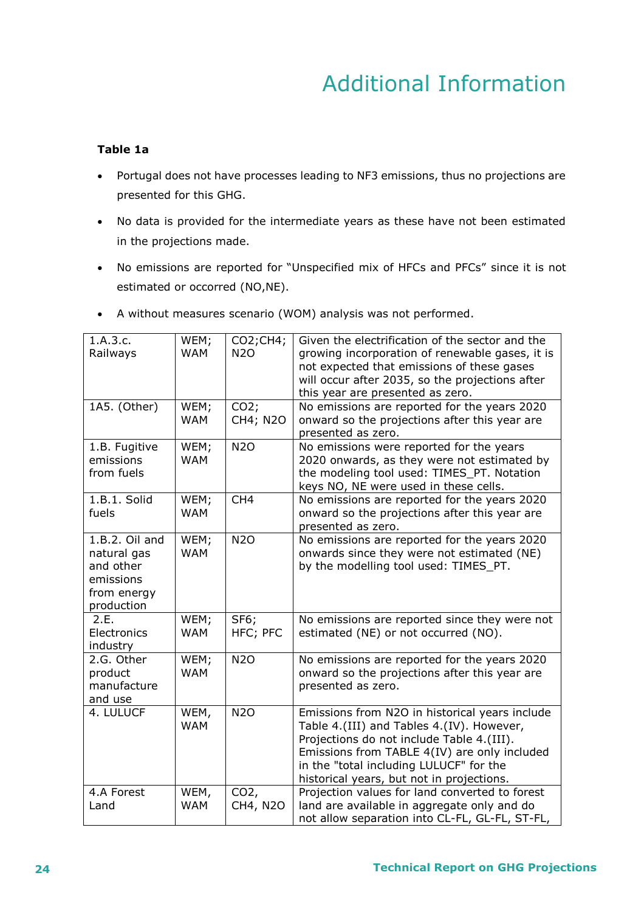# Additional Information

**Table 1a**

- Portugal does not have processes leading to $NF_3$ emissions, thus no projections are presented for this GHG.
- No data is provided for the intermediate years as these have not been estimated in the projections made.
- No emissions are reported for "Unspecified mix of HFCs and PFCs" since it is not estimated or occurred (NO,NE).
- A without measures scenario (WOM) analysis was not performed.

| | | | |
|---|---|---|---|
| 1.A.3.c. Railways | WEM; WAM | $CO_2$;$CH_4$; $N_2O$ | Given the electrification of the sector and the growing incorporation of renewable gases, it is not expected that emissions of these gases will occur after 2035, so the projections after this year are presented as zero. |
| 1A5. (Other) | WEM; WAM | $CO_2$; $CH_4$; $N_2O$ | No emissions are reported for the years 2020 onward so the projections after this year are presented as zero. |
| 1.B. Fugitive emissions from fuels | WEM; WAM | $N_2O$ | No emissions were reported for the years 2020 onwards, as they were not estimated by the modeling tool used: TIMES_PT. Notation keys NO, NE were used in these cells. |
| 1.B.1. Solid fuels | WEM; WAM | $CH_4$ | No emissions are reported for the years 2020 onward so the projections after this year are presented as zero. |
| 1.B.2. Oil and natural gas and other emissions from energy production | WEM; WAM | $N_2O$ | No emissions are reported for the years 2020 onwards since they were not estimated (NE) by the modelling tool used: TIMES_PT. |
| 2.E. Electronics industry | WEM; WAM | $SF_6$; HFC; PFC | No emissions are reported since they were not estimated (NE) or not occurred (NO). |
| 2.G. Other product manufacture and use | WEM; WAM | $N_2O$ | No emissions are reported for the years 2020 onward so the projections after this year are presented as zero. |
| 4. LULUCF | WEM, WAM | $N_2O$ | Emissions from $N_2O$ in historical years include Table 4.(III) and Tables 4.(IV). However, Projections do not include Table 4.(III). Emissions from TABLE 4(IV) are only included in the "total including LULUCF" for the historical years, but not in projections. |
| 4.A Forest Land | WEM, WAM | $CO_2$, $CH_4$, $N_2O$ | Projection values for land converted to forest land are available in aggregate only and do not allow separation into CL-FL, GL-FL, ST-FL, |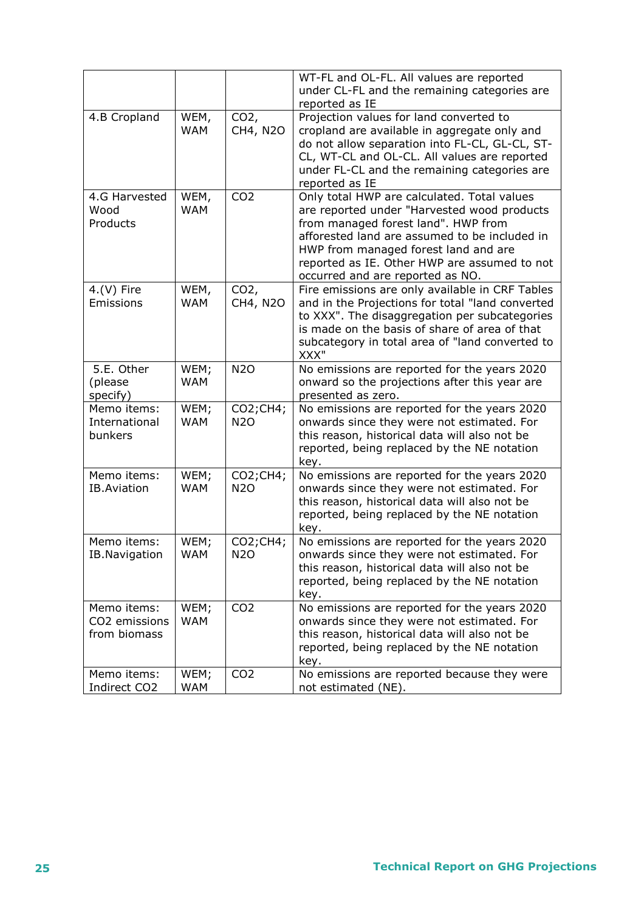| | | | |
|---|---|---|---|
| | | | WT-FL and OL-FL. All values are reported under CL-FL and the remaining categories are reported as IE |
| 4.B Cropland | WEM, WAM | $CO_2$, $CH_4$, $N_2O$ | Projection values for land converted to cropland are available in aggregate only and do not allow separation into FL-CL, GL-CL, ST-CL, WT-CL and OL-CL. All values are reported under FL-CL and the remaining categories are reported as IE |
| 4.G Harvested Wood Products | WEM, WAM | $CO_2$ | Only total HWP are calculated. Total values are reported under "Harvested wood products from managed forest land". HWP from afforested land are assumed to be included in HWP from managed forest land and are reported as IE. Other HWP are assumed to not occurred and are reported as NO. |
| 4.(V) Fire Emissions | WEM, WAM | $CO_2$, $CH_4$, $N_2O$ | Fire emissions are only available in CRF Tables and in the Projections for total "land converted to XXX". The disaggregation per subcategories is made on the basis of share of area of that subcategory in total area of "land converted to XXX" |
| 5.E. Other (please specify) | WEM; WAM | $N_2O$ | No emissions are reported for the years 2020 onward so the projections after this year are presented as zero. |
| Memo items: International bunkers | WEM; WAM | $CO_2$;$CH_4$; $N_2O$ | No emissions are reported for the years 2020 onwards since they were not estimated. For this reason, historical data will also not be reported, being replaced by the NE notation key. |
| Memo items: IB.Aviation | WEM; WAM | $CO_2$;$CH_4$; $N_2O$ | No emissions are reported for the years 2020 onwards since they were not estimated. For this reason, historical data will also not be reported, being replaced by the NE notation key. |
| Memo items: IB.Navigation | WEM; WAM | $CO_2$;$CH_4$; $N_2O$ | No emissions are reported for the years 2020 onwards since they were not estimated. For this reason, historical data will also not be reported, being replaced by the NE notation key. |
| Memo items: $CO_2$ emissions from biomass | WEM; WAM | $CO_2$ | No emissions are reported for the years 2020 onwards since they were not estimated. For this reason, historical data will also not be reported, being replaced by the NE notation key. |
| Memo items: Indirect $CO_2$ | WEM; WAM | $CO_2$ | No emissions are reported because they were not estimated (NE). |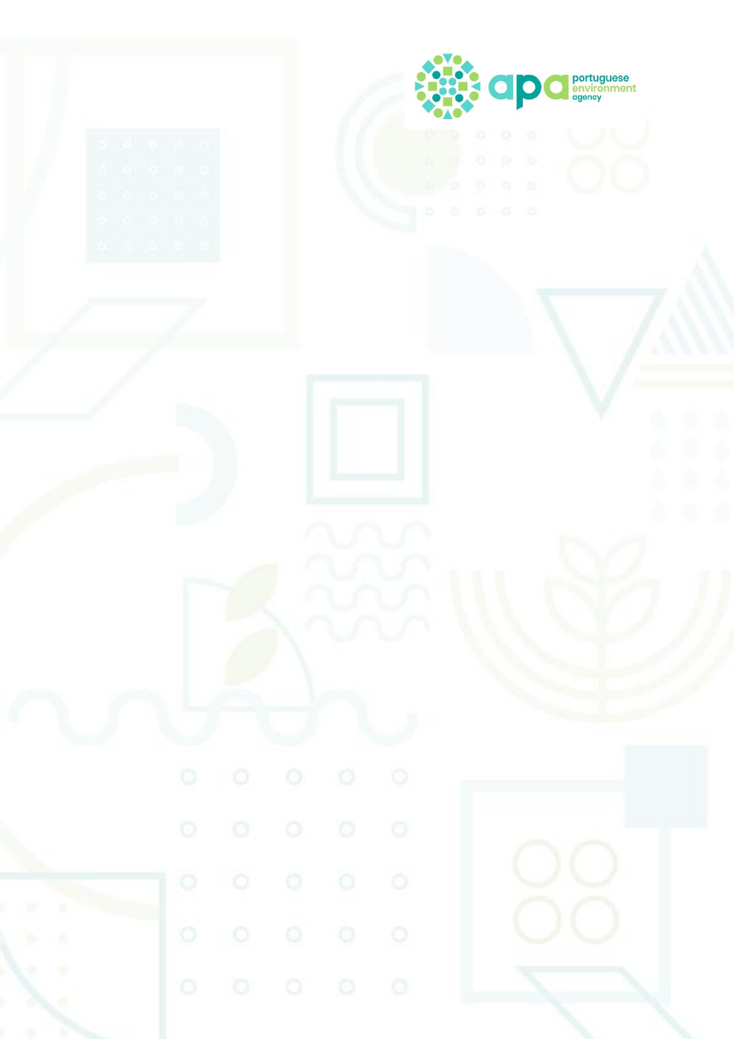apa portuguese environment agency